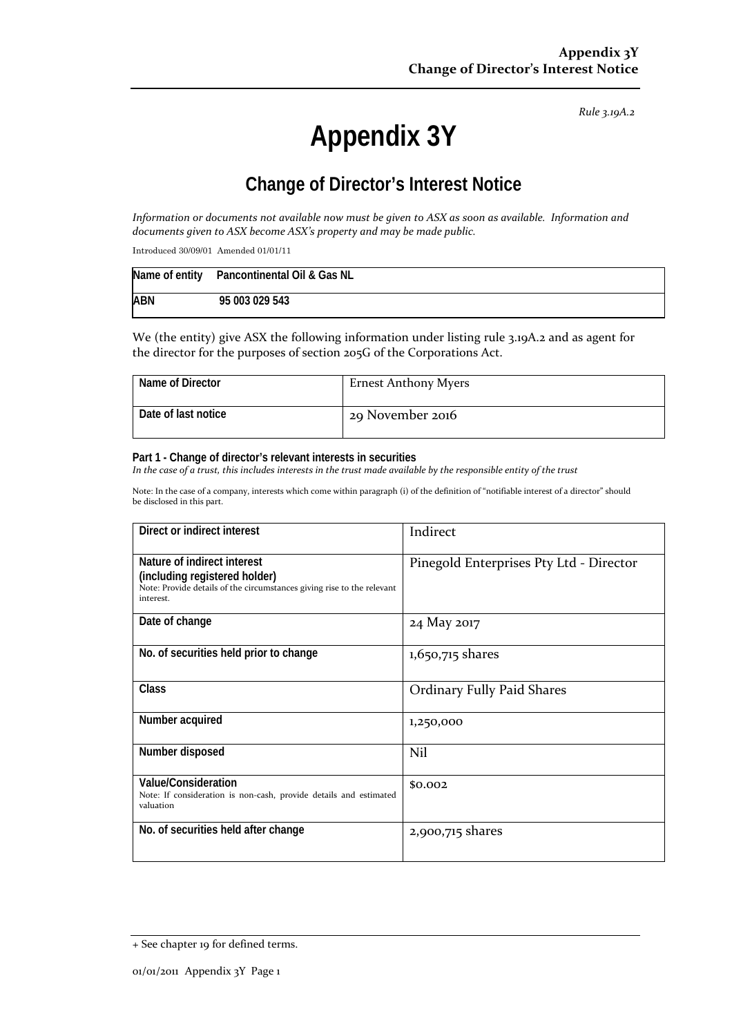Rule 3.19A.2

# Appendix 3Y

## Change of Director's Interest Notice

*Information or documents not available now must be given to ASX as soon as available. Information and documents given to ASX become ASX's property and may be made public.*

Introduced 30/09/01 Amended 01/01/11

| Name of entity | Pancontinental Oil & Gas NL |
|---|---|
| ABN | 95 003 029 543 |

We (the entity) give ASX the following information under listing rule 3.19A.2 and as agent for the director for the purposes of section 205G of the Corporations Act.

| Name of Director | Ernest Anthony Myers |
|---|---|
| Date of last notice | 29 November 2016 |

**Part 1 - Change of director's relevant interests in securities**
*In the case of a trust, this includes interests in the trust made available by the responsible entity of the trust*

Note: In the case of a company, interests which come within paragraph (i) of the definition of "notifiable interest of a director" should be disclosed in this part.

| Direct or indirect interest | Indirect |
|---|---|
| **Nature of indirect interest (including registered holder)** Note: Provide details of the circumstances giving rise to the relevant interest. | Pinegold Enterprises Pty Ltd - Director |
| **Date of change** | 24 May 2017 |
| **No. of securities held prior to change** | 1,650,715 shares |
| **Class** | Ordinary Fully Paid Shares |
| **Number acquired** | 1,250,000 |
| **Number disposed** | Nil |
| **Value/Consideration** Note: If consideration is non-cash, provide details and estimated valuation | $0.002 |
| **No. of securities held after change** | 2,900,715 shares |

+ See chapter 19 for defined terms.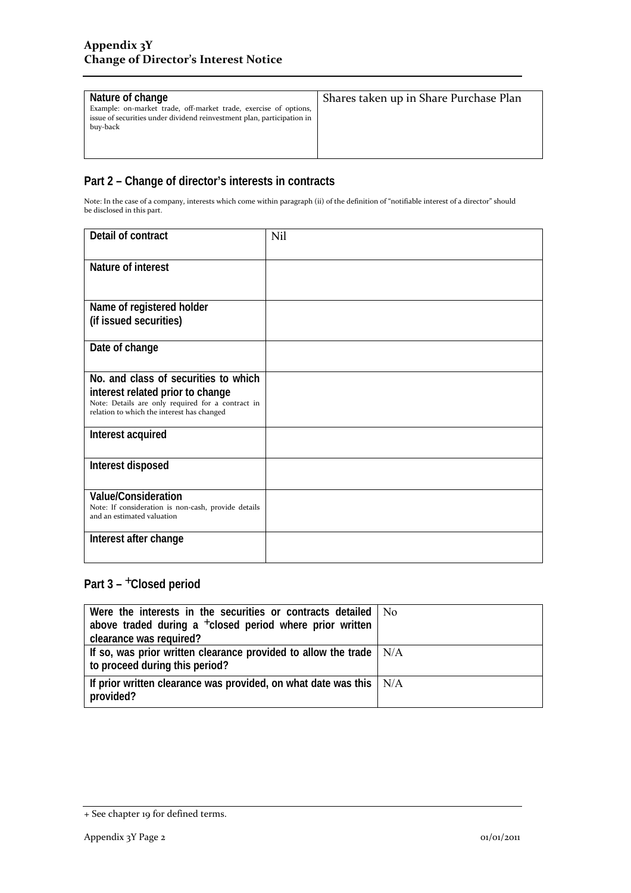| | |
|---|---|
| **Nature of change**<br>Example: on-market trade, off-market trade, exercise of options, issue of securities under dividend reinvestment plan, participation in buy-back | Shares taken up in Share Purchase Plan |

## Part 2 – Change of director's interests in contracts

Note: In the case of a company, interests which come within paragraph (ii) of the definition of "notifiable interest of a director" should be disclosed in this part.

| | |
|---|---|
| **Detail of contract** | Nil |
| **Nature of interest** | |
| **Name of registered holder (if issued securities)** | |
| **Date of change** | |
| **No. and class of securities to which interest related prior to change**<br>Note: Details are only required for a contract in relation to which the interest has changed | |
| **Interest acquired** | |
| **Interest disposed** | |
| **Value/Consideration**<br>Note: If consideration is non-cash, provide details and an estimated valuation | |
| **Interest after change** | |

## Part 3 – +Closed period

| | |
|---|---|
| **Were the interests in the securities or contracts detailed above traded during a +closed period where prior written clearance was required?** | No |
| **If so, was prior written clearance provided to allow the trade to proceed during this period?** | N/A |
| **If prior written clearance was provided, on what date was this provided?** | N/A |

+ See chapter 19 for defined terms.